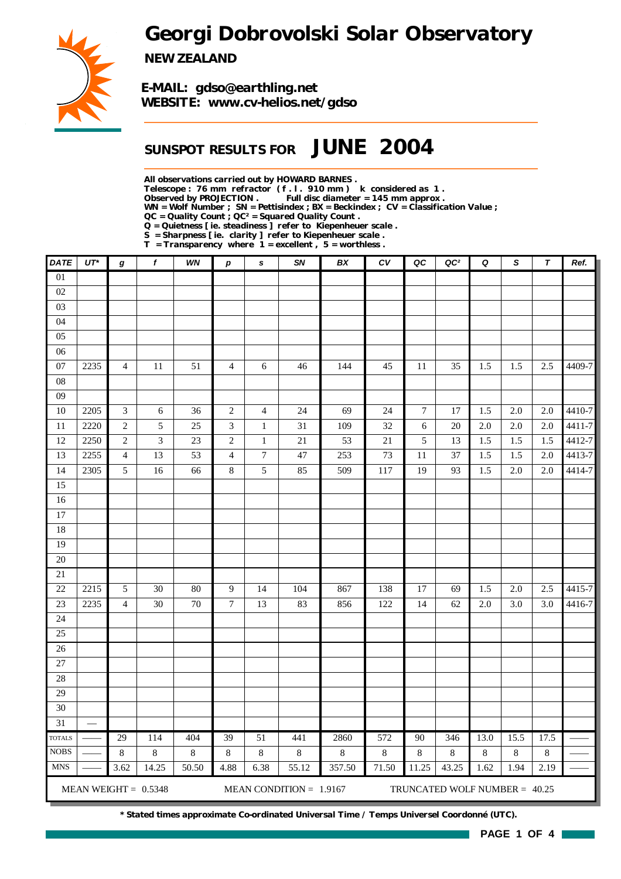# Georgi Dobrovolski Solar Observatory

**NEW ZEALAND**

**E-MAIL: gdso@earthling.net**
**WEBSITE: www.cv-helios.net/gdso**

## SUNSPOT RESULTS FOR JUNE 2004

**All observations carried out by HOWARD BARNES .**
**Telescope : 76 mm refractor ( f . l . 910 mm ) k considered as 1 .**
**Observed by PROJECTION . Full disc diameter = 145 mm approx .**
**WN = Wolf Number ; SN = Pettisindex ; BX = Beckindex ; CV = Classification Value ;**
**QC = Quality Count ; QC² = Squared Quality Count .**
**Q = Quietness [ ie. steadiness ] refer to Kiepenheuer scale .**
**S = Sharpness [ ie. clarity ] refer to Kiepenheuer scale .**
**T = Transparency where 1 = excellent , 5 = worthless .**

| DATE | UT* | g | f | WN | p | s | SN | BX | CV | QC | QC² | Q | S | T | Ref. |
|---|---|---|---|---|---|---|---|---|---|---|---|---|---|---|---|
| 01 | | | | | | | | | | | | | | | |
| 02 | | | | | | | | | | | | | | | |
| 03 | | | | | | | | | | | | | | | |
| 04 | | | | | | | | | | | | | | | |
| 05 | | | | | | | | | | | | | | | |
| 06 | | | | | | | | | | | | | | | |
| 07 | 2235 | 4 | 11 | 51 | 4 | 6 | 46 | 144 | 45 | 11 | 35 | 1.5 | 1.5 | 2.5 | 4409-7 |
| 08 | | | | | | | | | | | | | | | |
| 09 | | | | | | | | | | | | | | | |
| 10 | 2205 | 3 | 6 | 36 | 2 | 4 | 24 | 69 | 24 | 7 | 17 | 1.5 | 2.0 | 2.0 | 4410-7 |
| 11 | 2220 | 2 | 5 | 25 | 3 | 1 | 31 | 109 | 32 | 6 | 20 | 2.0 | 2.0 | 2.0 | 4411-7 |
| 12 | 2250 | 2 | 3 | 23 | 2 | 1 | 21 | 53 | 21 | 5 | 13 | 1.5 | 1.5 | 1.5 | 4412-7 |
| 13 | 2255 | 4 | 13 | 53 | 4 | 7 | 47 | 253 | 73 | 11 | 37 | 1.5 | 1.5 | 2.0 | 4413-7 |
| 14 | 2305 | 5 | 16 | 66 | 8 | 5 | 85 | 509 | 117 | 19 | 93 | 1.5 | 2.0 | 2.0 | 4414-7 |
| 15 | | | | | | | | | | | | | | | |
| 16 | | | | | | | | | | | | | | | |
| 17 | | | | | | | | | | | | | | | |
| 18 | | | | | | | | | | | | | | | |
| 19 | | | | | | | | | | | | | | | |
| 20 | | | | | | | | | | | | | | | |
| 21 | | | | | | | | | | | | | | | |
| 22 | 2215 | 5 | 30 | 80 | 9 | 14 | 104 | 867 | 138 | 17 | 69 | 1.5 | 2.0 | 2.5 | 4415-7 |
| 23 | 2235 | 4 | 30 | 70 | 7 | 13 | 83 | 856 | 122 | 14 | 62 | 2.0 | 3.0 | 3.0 | 4416-7 |
| 24 | | | | | | | | | | | | | | | |
| 25 | | | | | | | | | | | | | | | |
| 26 | | | | | | | | | | | | | | | |
| 27 | | | | | | | | | | | | | | | |
| 28 | | | | | | | | | | | | | | | |
| 29 | | | | | | | | | | | | | | | |
| 30 | | | | | | | | | | | | | | | |
| 31 | — | | | | | | | | | | | | | | |
| TOTALS | —— | 29 | 114 | 404 | 39 | 51 | 441 | 2860 | 572 | 90 | 346 | 13.0 | 15.5 | 17.5 | —— |
| NOBS | —— | 8 | 8 | 8 | 8 | 8 | 8 | 8 | 8 | 8 | 8 | 8 | 8 | 8 | —— |
| MNS | —— | 3.62 | 14.25 | 50.50 | 4.88 | 6.38 | 55.12 | 357.50 | 71.50 | 11.25 | 43.25 | 1.62 | 1.94 | 2.19 | —— |

MEAN WEIGHT = 0.5348 MEAN CONDITION = 1.9167 TRUNCATED WOLF NUMBER = 40.25

**\* Stated times approximate Co-ordinated Universal Time / Temps Universel Coordonné (UTC).**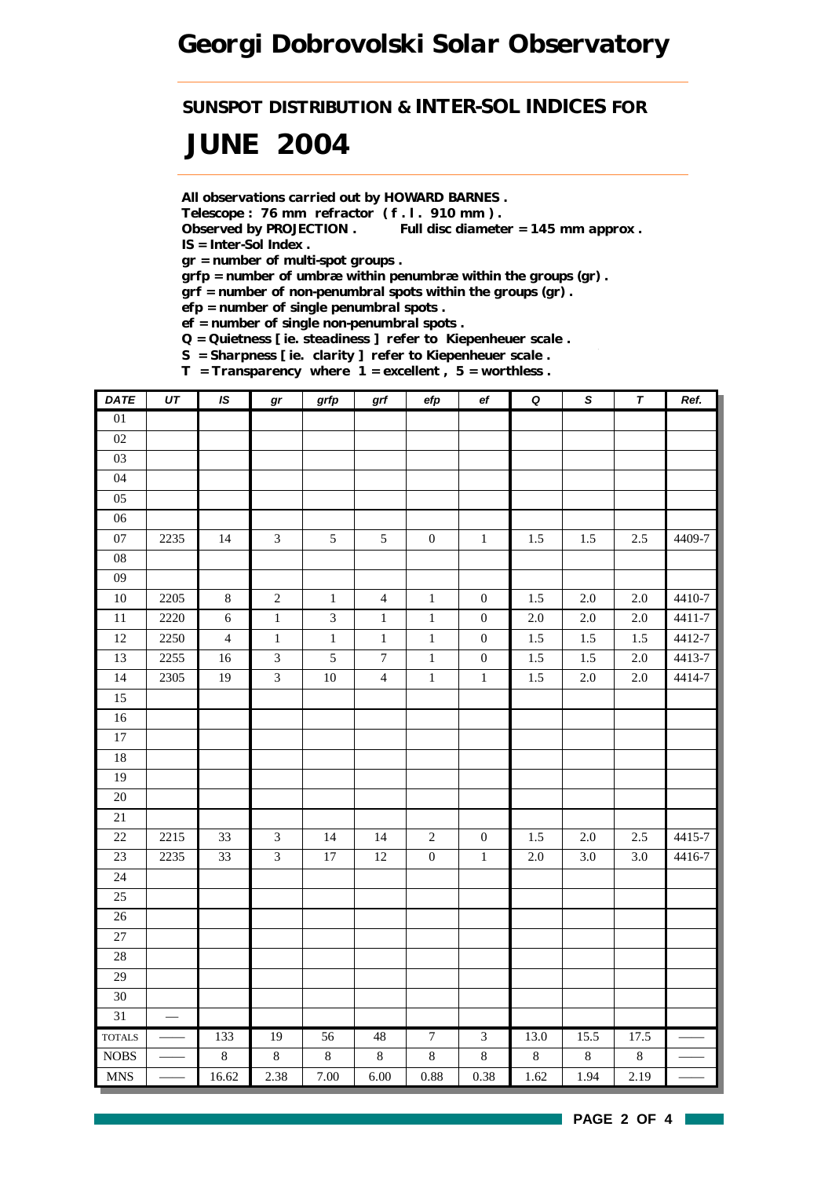# Georgi Dobrovolski Solar Observatory

## SUNSPOT DISTRIBUTION & INTER-SOL INDICES FOR

# JUNE 2004

**All observations carried out by HOWARD BARNES .**
**Telescope : 76 mm refractor ( f . l . 910 mm ) .**
**Observed by PROJECTION .    Full disc diameter = 145 mm approx .**
**IS = Inter-Sol Index .**
**gr = number of multi-spot groups .**
**grfp = number of umbræ within penumbræ within the groups (gr) .**
**grf = number of non-penumbral spots within the groups (gr) .**
**efp = number of single penumbral spots .**
**ef = number of single non-penumbral spots .**
**Q = Quietness [ ie. steadiness ] refer to Kiepenheuer scale .**
**S = Sharpness [ ie. clarity ] refer to Kiepenheuer scale .**
**T = Transparency where 1 = excellent , 5 = worthless .**

| DATE | UT | IS | gr | grfp | grf | efp | ef | Q | S | T | Ref. |
|---|---|---|---|---|---|---|---|---|---|---|---|
| 01 | | | | | | | | | | | |
| 02 | | | | | | | | | | | |
| 03 | | | | | | | | | | | |
| 04 | | | | | | | | | | | |
| 05 | | | | | | | | | | | |
| 06 | | | | | | | | | | | |
| 07 | 2235 | 14 | 3 | 5 | 5 | 0 | 1 | 1.5 | 1.5 | 2.5 | 4409-7 |
| 08 | | | | | | | | | | | |
| 09 | | | | | | | | | | | |
| 10 | 2205 | 8 | 2 | 1 | 4 | 1 | 0 | 1.5 | 2.0 | 2.0 | 4410-7 |
| 11 | 2220 | 6 | 1 | 3 | 1 | 1 | 0 | 2.0 | 2.0 | 2.0 | 4411-7 |
| 12 | 2250 | 4 | 1 | 1 | 1 | 1 | 0 | 1.5 | 1.5 | 1.5 | 4412-7 |
| 13 | 2255 | 16 | 3 | 5 | 7 | 1 | 0 | 1.5 | 1.5 | 2.0 | 4413-7 |
| 14 | 2305 | 19 | 3 | 10 | 4 | 1 | 1 | 1.5 | 2.0 | 2.0 | 4414-7 |
| 15 | | | | | | | | | | | |
| 16 | | | | | | | | | | | |
| 17 | | | | | | | | | | | |
| 18 | | | | | | | | | | | |
| 19 | | | | | | | | | | | |
| 20 | | | | | | | | | | | |
| 21 | | | | | | | | | | | |
| 22 | 2215 | 33 | 3 | 14 | 14 | 2 | 0 | 1.5 | 2.0 | 2.5 | 4415-7 |
| 23 | 2235 | 33 | 3 | 17 | 12 | 0 | 1 | 2.0 | 3.0 | 3.0 | 4416-7 |
| 24 | | | | | | | | | | | |
| 25 | | | | | | | | | | | |
| 26 | | | | | | | | | | | |
| 27 | | | | | | | | | | | |
| 28 | | | | | | | | | | | |
| 29 | | | | | | | | | | | |
| 30 | | | | | | | | | | | |
| 31 | — | | | | | | | | | | |
| TOTALS | —— | 133 | 19 | 56 | 48 | 7 | 3 | 13.0 | 15.5 | 17.5 | —— |
| NOBS | —— | 8 | 8 | 8 | 8 | 8 | 8 | 8 | 8 | 8 | —— |
| MNS | —— | 16.62 | 2.38 | 7.00 | 6.00 | 0.88 | 0.38 | 1.62 | 1.94 | 2.19 | —— |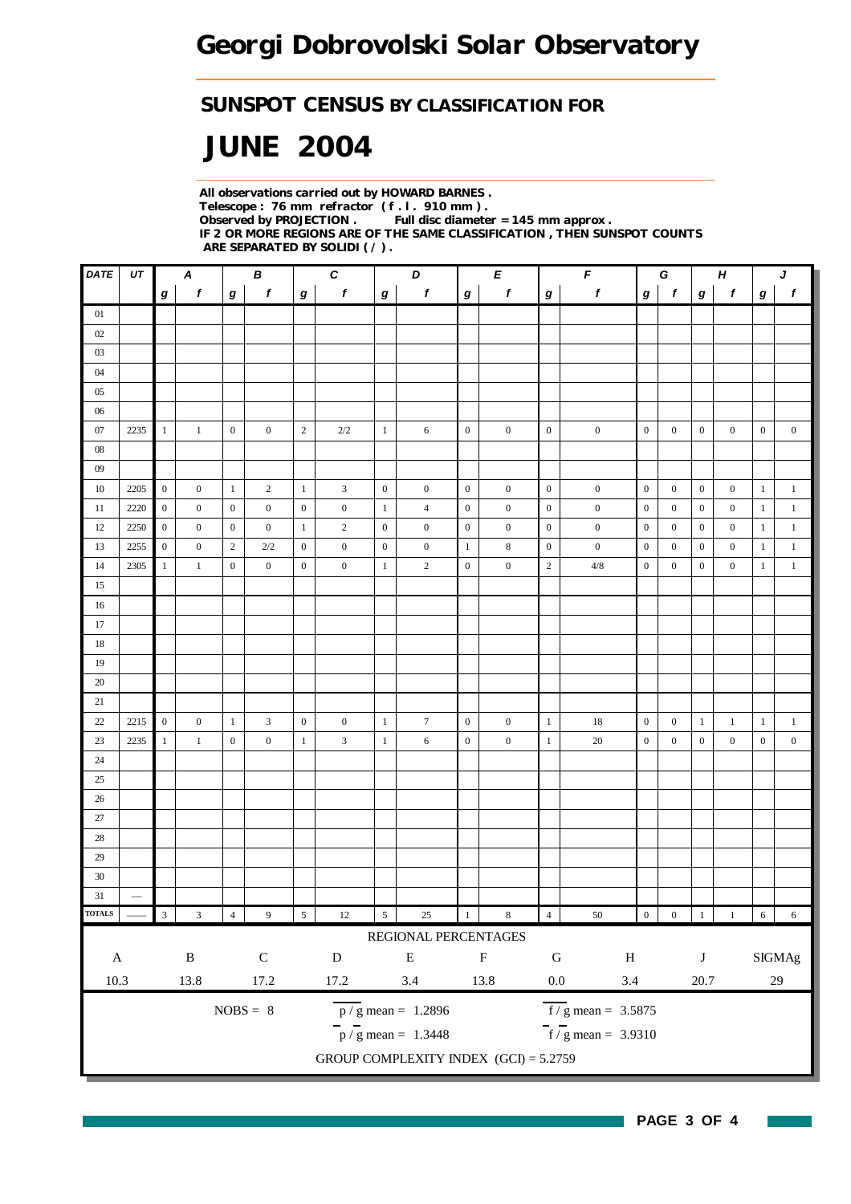# Georgi Dobrovolski Solar Observatory

## SUNSPOT CENSUS BY CLASSIFICATION FOR

# JUNE 2004

**All observations carried out by HOWARD BARNES .**
**Telescope : 76 mm refractor ( f . l . 910 mm ) .**
**Observed by PROJECTION . Full disc diameter = 145 mm approx .**
**IF 2 OR MORE REGIONS ARE OF THE SAME CLASSIFICATION , THEN SUNSPOT COUNTS ARE SEPARATED BY SOLIDI ( / ) .**

| DATE | UT | A | | B | | C | | D | | E | | F | | G | | H | | J | |
|---|---|---|---|---|---|---|---|---|---|---|---|---|---|---|---|---|---|---|---|
| | | g | f | g | f | g | f | g | f | g | f | g | f | g | f | g | f | g | f |
| 01 | | | | | | | | | | | | | | | | | | | |
| 02 | | | | | | | | | | | | | | | | | | | |
| 03 | | | | | | | | | | | | | | | | | | | |
| 04 | | | | | | | | | | | | | | | | | | | |
| 05 | | | | | | | | | | | | | | | | | | | |
| 06 | | | | | | | | | | | | | | | | | | | |
| 07 | 2235 | 1 | 1 | 0 | 0 | 2 | 2/2 | 1 | 6 | 0 | 0 | 0 | 0 | 0 | 0 | 0 | 0 | 0 | 0 |
| 08 | | | | | | | | | | | | | | | | | | | |
| 09 | | | | | | | | | | | | | | | | | | | |
| 10 | 2205 | 0 | 0 | 1 | 2 | 1 | 3 | 0 | 0 | 0 | 0 | 0 | 0 | 0 | 0 | 0 | 0 | 1 | 1 |
| 11 | 2220 | 0 | 0 | 0 | 0 | 0 | 0 | 1 | 4 | 0 | 0 | 0 | 0 | 0 | 0 | 0 | 0 | 1 | 1 |
| 12 | 2250 | 0 | 0 | 0 | 0 | 1 | 2 | 0 | 0 | 0 | 0 | 0 | 0 | 0 | 0 | 0 | 0 | 1 | 1 |
| 13 | 2255 | 0 | 0 | 2 | 2/2 | 0 | 0 | 0 | 0 | 1 | 8 | 0 | 0 | 0 | 0 | 0 | 0 | 1 | 1 |
| 14 | 2305 | 1 | 1 | 0 | 0 | 0 | 0 | 1 | 2 | 0 | 0 | 2 | 4/8 | 0 | 0 | 0 | 0 | 1 | 1 |
| 15 | | | | | | | | | | | | | | | | | | | |
| 16 | | | | | | | | | | | | | | | | | | | |
| 17 | | | | | | | | | | | | | | | | | | | |
| 18 | | | | | | | | | | | | | | | | | | | |
| 19 | | | | | | | | | | | | | | | | | | | |
| 20 | | | | | | | | | | | | | | | | | | | |
| 21 | | | | | | | | | | | | | | | | | | | |
| 22 | 2215 | 0 | 0 | 1 | 3 | 0 | 0 | 1 | 7 | 0 | 0 | 1 | 18 | 0 | 0 | 1 | 1 | 1 | 1 |
| 23 | 2235 | 1 | 1 | 0 | 0 | 1 | 3 | 1 | 6 | 0 | 0 | 1 | 20 | 0 | 0 | 0 | 0 | 0 | 0 |
| 24 | | | | | | | | | | | | | | | | | | | |
| 25 | | | | | | | | | | | | | | | | | | | |
| 26 | | | | | | | | | | | | | | | | | | | |
| 27 | | | | | | | | | | | | | | | | | | | |
| 28 | | | | | | | | | | | | | | | | | | | |
| 29 | | | | | | | | | | | | | | | | | | | |
| 30 | | | | | | | | | | | | | | | | | | | |
| 31 | — | | | | | | | | | | | | | | | | | | |
| TOTALS | —— | 3 | 3 | 4 | 9 | 5 | 12 | 5 | 25 | 1 | 8 | 4 | 50 | 0 | 0 | 1 | 1 | 6 | 6 |

REGIONAL PERCENTAGES

| A | B | C | D | E | F | G | H | J | SIGMAg |
|---|---|---|---|---|---|---|---|---|---|
| 10.3 | 13.8 | 17.2 | 17.2 | 3.4 | 13.8 | 0.0 | 3.4 | 20.7 | 29 |

NOBS = 8

$\overline{p/g}$ mean = 1.2896

$\overline{f/g}$ mean = 3.5875

$\overline{p}/\overline{g}$ mean = 1.3448

$\overline{f}/\overline{g}$ mean = 3.9310

GROUP COMPLEXITY INDEX (GCI) = 5.2759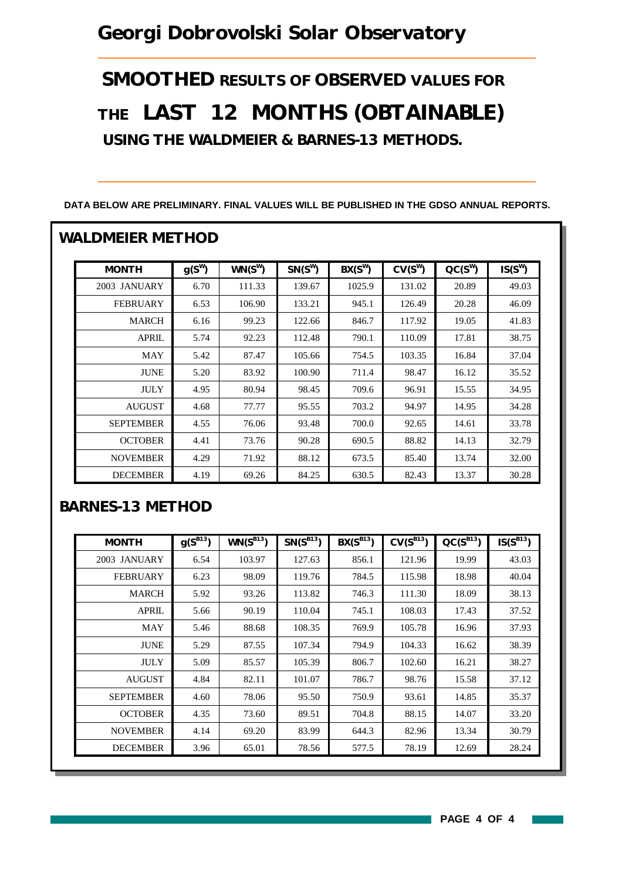# Georgi Dobrovolski Solar Observatory

## SMOOTHED RESULTS OF OBSERVED VALUES FOR THE LAST 12 MONTHS (OBTAINABLE) USING THE WALDMEIER & BARNES-13 METHODS.

**DATA BELOW ARE PRELIMINARY. FINAL VALUES WILL BE PUBLISHED IN THE GDSO ANNUAL REPORTS.**

## WALDMEIER METHOD

| MONTH | $g(S^W)$ | $WN(S^W)$ | $SN(S^W)$ | $BX(S^W)$ | $CV(S^W)$ | $QC(S^W)$ | $IS(S^W)$ |
|---|---|---|---|---|---|---|---|
| 2003 JANUARY | 6.70 | 111.33 | 139.67 | 1025.9 | 131.02 | 20.89 | 49.03 |
| FEBRUARY | 6.53 | 106.90 | 133.21 | 945.1 | 126.49 | 20.28 | 46.09 |
| MARCH | 6.16 | 99.23 | 122.66 | 846.7 | 117.92 | 19.05 | 41.83 |
| APRIL | 5.74 | 92.23 | 112.48 | 790.1 | 110.09 | 17.81 | 38.75 |
| MAY | 5.42 | 87.47 | 105.66 | 754.5 | 103.35 | 16.84 | 37.04 |
| JUNE | 5.20 | 83.92 | 100.90 | 711.4 | 98.47 | 16.12 | 35.52 |
| JULY | 4.95 | 80.94 | 98.45 | 709.6 | 96.91 | 15.55 | 34.95 |
| AUGUST | 4.68 | 77.77 | 95.55 | 703.2 | 94.97 | 14.95 | 34.28 |
| SEPTEMBER | 4.55 | 76.06 | 93.48 | 700.0 | 92.65 | 14.61 | 33.78 |
| OCTOBER | 4.41 | 73.76 | 90.28 | 690.5 | 88.82 | 14.13 | 32.79 |
| NOVEMBER | 4.29 | 71.92 | 88.12 | 673.5 | 85.40 | 13.74 | 32.00 |
| DECEMBER | 4.19 | 69.26 | 84.25 | 630.5 | 82.43 | 13.37 | 30.28 |

## BARNES-13 METHOD

| MONTH | $g(S^{B13})$ | $WN(S^{B13})$ | $SN(S^{B13})$ | $BX(S^{B13})$ | $CV(S^{B13})$ | $QC(S^{B13})$ | $IS(S^{B13})$ |
|---|---|---|---|---|---|---|---|
| 2003 JANUARY | 6.54 | 103.97 | 127.63 | 856.1 | 121.96 | 19.99 | 43.03 |
| FEBRUARY | 6.23 | 98.09 | 119.76 | 784.5 | 115.98 | 18.98 | 40.04 |
| MARCH | 5.92 | 93.26 | 113.82 | 746.3 | 111.30 | 18.09 | 38.13 |
| APRIL | 5.66 | 90.19 | 110.04 | 745.1 | 108.03 | 17.43 | 37.52 |
| MAY | 5.46 | 88.68 | 108.35 | 769.9 | 105.78 | 16.96 | 37.93 |
| JUNE | 5.29 | 87.55 | 107.34 | 794.9 | 104.33 | 16.62 | 38.39 |
| JULY | 5.09 | 85.57 | 105.39 | 806.7 | 102.60 | 16.21 | 38.27 |
| AUGUST | 4.84 | 82.11 | 101.07 | 786.7 | 98.76 | 15.58 | 37.12 |
| SEPTEMBER | 4.60 | 78.06 | 95.50 | 750.9 | 93.61 | 14.85 | 35.37 |
| OCTOBER | 4.35 | 73.60 | 89.51 | 704.8 | 88.15 | 14.07 | 33.20 |
| NOVEMBER | 4.14 | 69.20 | 83.99 | 644.3 | 82.96 | 13.34 | 30.79 |
| DECEMBER | 3.96 | 65.01 | 78.56 | 577.5 | 78.19 | 12.69 | 28.24 |